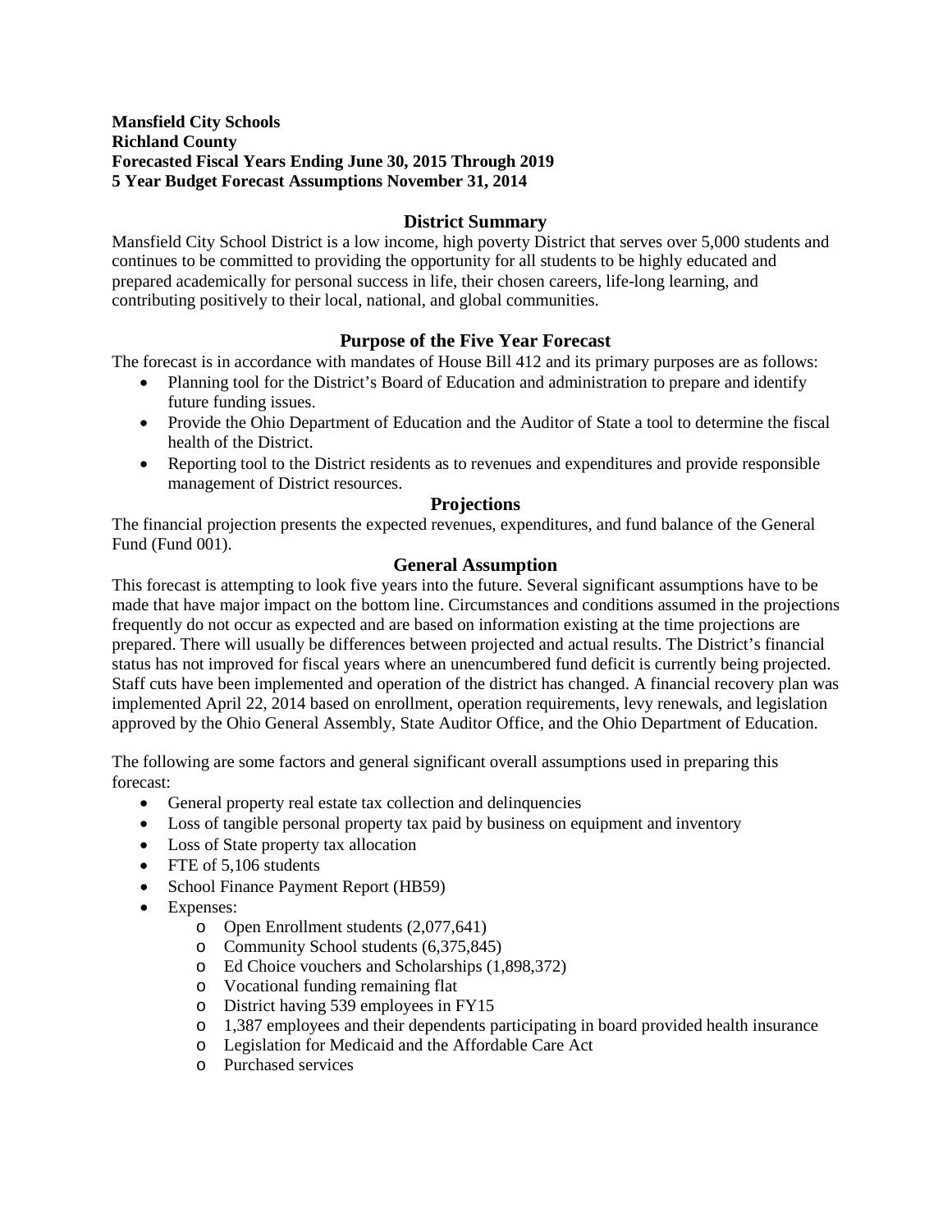**Mansfield City Schools**
**Richland County**
**Forecasted Fiscal Years Ending June 30, 2015 Through 2019**
**5 Year Budget Forecast Assumptions November 31, 2014**

## District Summary

Mansfield City School District is a low income, high poverty District that serves over 5,000 students and continues to be committed to providing the opportunity for all students to be highly educated and prepared academically for personal success in life, their chosen careers, life-long learning, and contributing positively to their local, national, and global communities.

## Purpose of the Five Year Forecast

The forecast is in accordance with mandates of House Bill 412 and its primary purposes are as follows:

- Planning tool for the District's Board of Education and administration to prepare and identify future funding issues.
- Provide the Ohio Department of Education and the Auditor of State a tool to determine the fiscal health of the District.
- Reporting tool to the District residents as to revenues and expenditures and provide responsible management of District resources.

## Projections

The financial projection presents the expected revenues, expenditures, and fund balance of the General Fund (Fund 001).

## General Assumption

This forecast is attempting to look five years into the future. Several significant assumptions have to be made that have major impact on the bottom line. Circumstances and conditions assumed in the projections frequently do not occur as expected and are based on information existing at the time projections are prepared. There will usually be differences between projected and actual results. The District's financial status has not improved for fiscal years where an unencumbered fund deficit is currently being projected. Staff cuts have been implemented and operation of the district has changed. A financial recovery plan was implemented April 22, 2014 based on enrollment, operation requirements, levy renewals, and legislation approved by the Ohio General Assembly, State Auditor Office, and the Ohio Department of Education.

The following are some factors and general significant overall assumptions used in preparing this forecast:

- General property real estate tax collection and delinquencies
- Loss of tangible personal property tax paid by business on equipment and inventory
- Loss of State property tax allocation
- FTE of 5,106 students
- School Finance Payment Report (HB59)
- Expenses:
  - Open Enrollment students (2,077,641)
  - Community School students (6,375,845)
  - Ed Choice vouchers and Scholarships (1,898,372)
  - Vocational funding remaining flat
  - District having 539 employees in FY15
  - 1,387 employees and their dependents participating in board provided health insurance
  - Legislation for Medicaid and the Affordable Care Act
  - Purchased services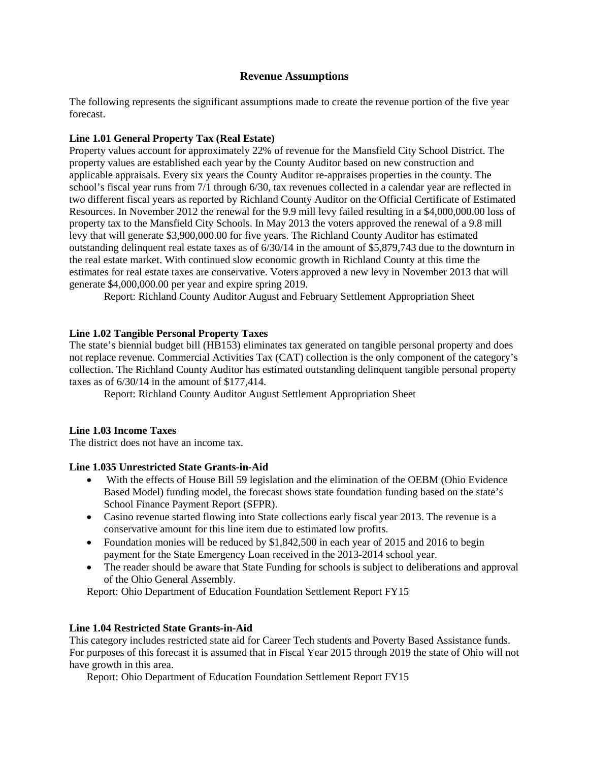## Revenue Assumptions

The following represents the significant assumptions made to create the revenue portion of the five year forecast.

**Line 1.01 General Property Tax (Real Estate)**

Property values account for approximately 22% of revenue for the Mansfield City School District. The property values are established each year by the County Auditor based on new construction and applicable appraisals. Every six years the County Auditor re-appraises properties in the county. The school's fiscal year runs from 7/1 through 6/30, tax revenues collected in a calendar year are reflected in two different fiscal years as reported by Richland County Auditor on the Official Certificate of Estimated Resources. In November 2012 the renewal for the 9.9 mill levy failed resulting in a $4,000,000.00 loss of property tax to the Mansfield City Schools. In May 2013 the voters approved the renewal of a 9.8 mill levy that will generate $3,900,000.00 for five years. The Richland County Auditor has estimated outstanding delinquent real estate taxes as of 6/30/14 in the amount of $5,879,743 due to the downturn in the real estate market. With continued slow economic growth in Richland County at this time the estimates for real estate taxes are conservative. Voters approved a new levy in November 2013 that will generate $4,000,000.00 per year and expire spring 2019.

Report: Richland County Auditor August and February Settlement Appropriation Sheet

**Line 1.02 Tangible Personal Property Taxes**

The state's biennial budget bill (HB153) eliminates tax generated on tangible personal property and does not replace revenue. Commercial Activities Tax (CAT) collection is the only component of the category's collection. The Richland County Auditor has estimated outstanding delinquent tangible personal property taxes as of 6/30/14 in the amount of $177,414.

Report: Richland County Auditor August Settlement Appropriation Sheet

**Line 1.03 Income Taxes**

The district does not have an income tax.

**Line 1.035 Unrestricted State Grants-in-Aid**

- With the effects of House Bill 59 legislation and the elimination of the OEBM (Ohio Evidence Based Model) funding model, the forecast shows state foundation funding based on the state's School Finance Payment Report (SFPR).
- Casino revenue started flowing into State collections early fiscal year 2013. The revenue is a conservative amount for this line item due to estimated low profits.
- Foundation monies will be reduced by $1,842,500 in each year of 2015 and 2016 to begin payment for the State Emergency Loan received in the 2013-2014 school year.
- The reader should be aware that State Funding for schools is subject to deliberations and approval of the Ohio General Assembly.

Report: Ohio Department of Education Foundation Settlement Report FY15

**Line 1.04 Restricted State Grants-in-Aid**

This category includes restricted state aid for Career Tech students and Poverty Based Assistance funds. For purposes of this forecast it is assumed that in Fiscal Year 2015 through 2019 the state of Ohio will not have growth in this area.

Report: Ohio Department of Education Foundation Settlement Report FY15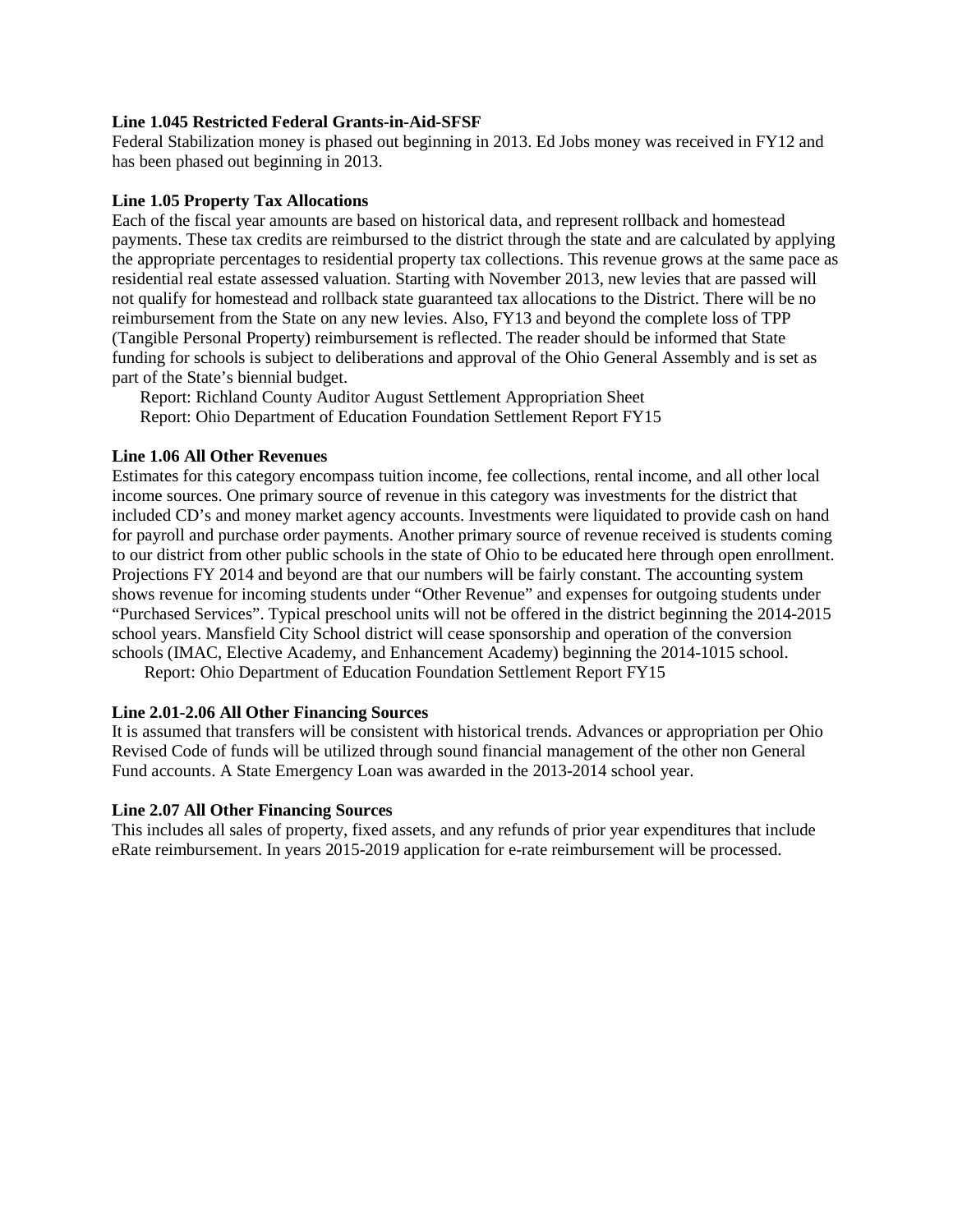**Line 1.045 Restricted Federal Grants-in-Aid-SFSF**

Federal Stabilization money is phased out beginning in 2013. Ed Jobs money was received in FY12 and has been phased out beginning in 2013.

**Line 1.05 Property Tax Allocations**

Each of the fiscal year amounts are based on historical data, and represent rollback and homestead payments. These tax credits are reimbursed to the district through the state and are calculated by applying the appropriate percentages to residential property tax collections. This revenue grows at the same pace as residential real estate assessed valuation. Starting with November 2013, new levies that are passed will not qualify for homestead and rollback state guaranteed tax allocations to the District. There will be no reimbursement from the State on any new levies. Also, FY13 and beyond the complete loss of TPP (Tangible Personal Property) reimbursement is reflected. The reader should be informed that State funding for schools is subject to deliberations and approval of the Ohio General Assembly and is set as part of the State's biennial budget.

Report: Richland County Auditor August Settlement Appropriation Sheet

Report: Ohio Department of Education Foundation Settlement Report FY15

**Line 1.06 All Other Revenues**

Estimates for this category encompass tuition income, fee collections, rental income, and all other local income sources. One primary source of revenue in this category was investments for the district that included CD's and money market agency accounts. Investments were liquidated to provide cash on hand for payroll and purchase order payments. Another primary source of revenue received is students coming to our district from other public schools in the state of Ohio to be educated here through open enrollment. Projections FY 2014 and beyond are that our numbers will be fairly constant. The accounting system shows revenue for incoming students under "Other Revenue" and expenses for outgoing students under "Purchased Services". Typical preschool units will not be offered in the district beginning the 2014-2015 school years. Mansfield City School district will cease sponsorship and operation of the conversion schools (IMAC, Elective Academy, and Enhancement Academy) beginning the 2014-1015 school.

Report: Ohio Department of Education Foundation Settlement Report FY15

**Line 2.01-2.06 All Other Financing Sources**

It is assumed that transfers will be consistent with historical trends. Advances or appropriation per Ohio Revised Code of funds will be utilized through sound financial management of the other non General Fund accounts. A State Emergency Loan was awarded in the 2013-2014 school year.

**Line 2.07 All Other Financing Sources**

This includes all sales of property, fixed assets, and any refunds of prior year expenditures that include eRate reimbursement. In years 2015-2019 application for e-rate reimbursement will be processed.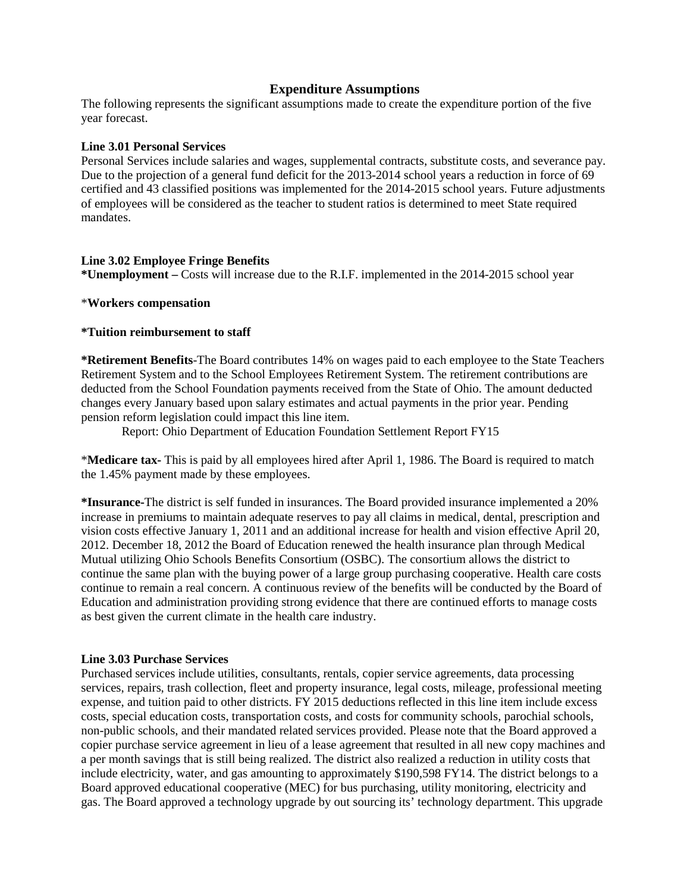## Expenditure Assumptions

The following represents the significant assumptions made to create the expenditure portion of the five year forecast.

**Line 3.01 Personal Services**

Personal Services include salaries and wages, supplemental contracts, substitute costs, and severance pay. Due to the projection of a general fund deficit for the 2013-2014 school years a reduction in force of 69 certified and 43 classified positions was implemented for the 2014-2015 school years. Future adjustments of employees will be considered as the teacher to student ratios is determined to meet State required mandates.

**Line 3.02 Employee Fringe Benefits**

**\*Unemployment –** Costs will increase due to the R.I.F. implemented in the 2014-2015 school year

\***Workers compensation**

**\*Tuition reimbursement to staff**

**\*Retirement Benefits**-The Board contributes 14% on wages paid to each employee to the State Teachers Retirement System and to the School Employees Retirement System. The retirement contributions are deducted from the School Foundation payments received from the State of Ohio. The amount deducted changes every January based upon salary estimates and actual payments in the prior year. Pending pension reform legislation could impact this line item.

Report: Ohio Department of Education Foundation Settlement Report FY15

\***Medicare tax-** This is paid by all employees hired after April 1, 1986. The Board is required to match the 1.45% payment made by these employees.

**\*Insurance-**The district is self funded in insurances. The Board provided insurance implemented a 20% increase in premiums to maintain adequate reserves to pay all claims in medical, dental, prescription and vision costs effective January 1, 2011 and an additional increase for health and vision effective April 20, 2012. December 18, 2012 the Board of Education renewed the health insurance plan through Medical Mutual utilizing Ohio Schools Benefits Consortium (OSBC). The consortium allows the district to continue the same plan with the buying power of a large group purchasing cooperative. Health care costs continue to remain a real concern. A continuous review of the benefits will be conducted by the Board of Education and administration providing strong evidence that there are continued efforts to manage costs as best given the current climate in the health care industry.

**Line 3.03 Purchase Services**

Purchased services include utilities, consultants, rentals, copier service agreements, data processing services, repairs, trash collection, fleet and property insurance, legal costs, mileage, professional meeting expense, and tuition paid to other districts. FY 2015 deductions reflected in this line item include excess costs, special education costs, transportation costs, and costs for community schools, parochial schools, non-public schools, and their mandated related services provided. Please note that the Board approved a copier purchase service agreement in lieu of a lease agreement that resulted in all new copy machines and a per month savings that is still being realized. The district also realized a reduction in utility costs that include electricity, water, and gas amounting to approximately $190,598 FY14. The district belongs to a Board approved educational cooperative (MEC) for bus purchasing, utility monitoring, electricity and gas. The Board approved a technology upgrade by out sourcing its' technology department. This upgrade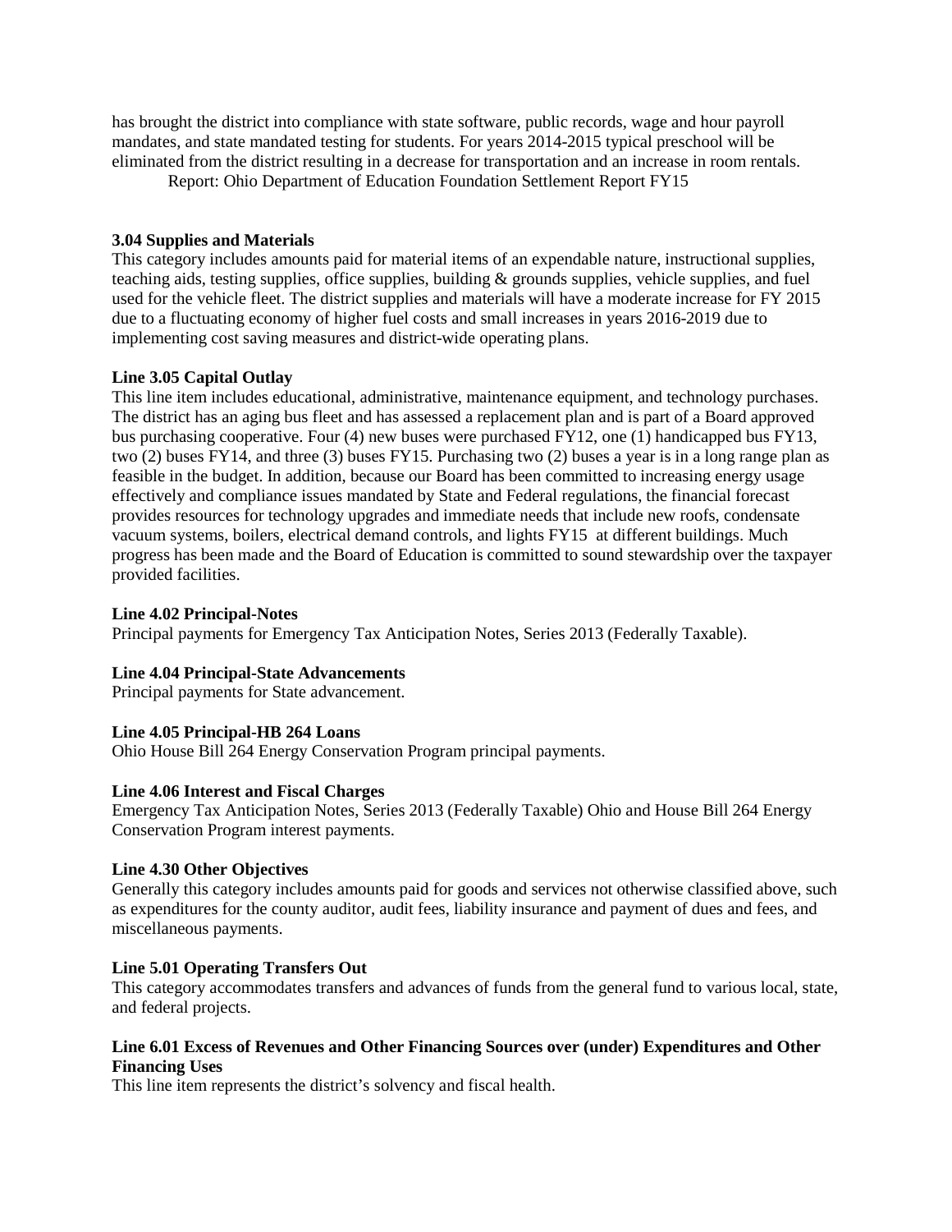has brought the district into compliance with state software, public records, wage and hour payroll mandates, and state mandated testing for students. For years 2014-2015 typical preschool will be eliminated from the district resulting in a decrease for transportation and an increase in room rentals.

Report: Ohio Department of Education Foundation Settlement Report FY15

**3.04 Supplies and Materials**
This category includes amounts paid for material items of an expendable nature, instructional supplies, teaching aids, testing supplies, office supplies, building & grounds supplies, vehicle supplies, and fuel used for the vehicle fleet. The district supplies and materials will have a moderate increase for FY 2015 due to a fluctuating economy of higher fuel costs and small increases in years 2016-2019 due to implementing cost saving measures and district-wide operating plans.

**Line 3.05 Capital Outlay**
This line item includes educational, administrative, maintenance equipment, and technology purchases. The district has an aging bus fleet and has assessed a replacement plan and is part of a Board approved bus purchasing cooperative. Four (4) new buses were purchased FY12, one (1) handicapped bus FY13, two (2) buses FY14, and three (3) buses FY15. Purchasing two (2) buses a year is in a long range plan as feasible in the budget. In addition, because our Board has been committed to increasing energy usage effectively and compliance issues mandated by State and Federal regulations, the financial forecast provides resources for technology upgrades and immediate needs that include new roofs, condensate vacuum systems, boilers, electrical demand controls, and lights FY15 at different buildings. Much progress has been made and the Board of Education is committed to sound stewardship over the taxpayer provided facilities.

**Line 4.02 Principal-Notes**
Principal payments for Emergency Tax Anticipation Notes, Series 2013 (Federally Taxable).

**Line 4.04 Principal-State Advancements**
Principal payments for State advancement.

**Line 4.05 Principal-HB 264 Loans**
Ohio House Bill 264 Energy Conservation Program principal payments.

**Line 4.06 Interest and Fiscal Charges**
Emergency Tax Anticipation Notes, Series 2013 (Federally Taxable) Ohio and House Bill 264 Energy Conservation Program interest payments.

**Line 4.30 Other Objectives**
Generally this category includes amounts paid for goods and services not otherwise classified above, such as expenditures for the county auditor, audit fees, liability insurance and payment of dues and fees, and miscellaneous payments.

**Line 5.01 Operating Transfers Out**
This category accommodates transfers and advances of funds from the general fund to various local, state, and federal projects.

**Line 6.01 Excess of Revenues and Other Financing Sources over (under) Expenditures and Other Financing Uses**
This line item represents the district's solvency and fiscal health.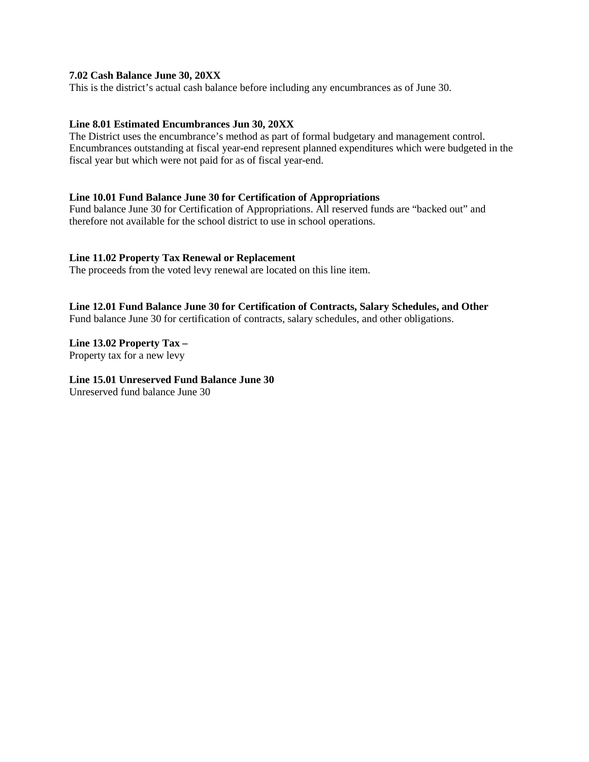**7.02 Cash Balance June 30, 20XX**
This is the district's actual cash balance before including any encumbrances as of June 30.

**Line 8.01 Estimated Encumbrances Jun 30, 20XX**
The District uses the encumbrance's method as part of formal budgetary and management control. Encumbrances outstanding at fiscal year-end represent planned expenditures which were budgeted in the fiscal year but which were not paid for as of fiscal year-end.

**Line 10.01 Fund Balance June 30 for Certification of Appropriations**
Fund balance June 30 for Certification of Appropriations. All reserved funds are "backed out" and therefore not available for the school district to use in school operations.

**Line 11.02 Property Tax Renewal or Replacement**
The proceeds from the voted levy renewal are located on this line item.

**Line 12.01 Fund Balance June 30 for Certification of Contracts, Salary Schedules, and Other**
Fund balance June 30 for certification of contracts, salary schedules, and other obligations.

**Line 13.02 Property Tax –**
Property tax for a new levy

**Line 15.01 Unreserved Fund Balance June 30**
Unreserved fund balance June 30